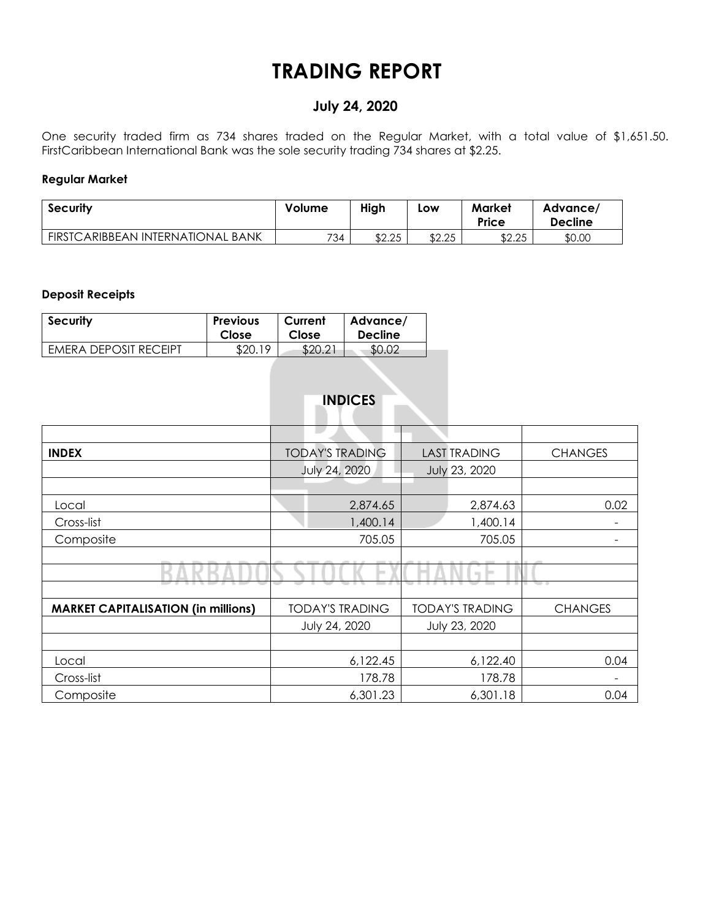# TRADING REPORT

## July 24, 2020

One security traded firm as 734 shares traded on the Regular Market, with a total value of $1,651.50. FirstCaribbean International Bank was the sole security trading 734 shares at $2.25.

### Regular Market

| Security | Volume | High | Low | Market Price | Advance/ Decline |
|---|---|---|---|---|---|
| FIRSTCARIBBEAN INTERNATIONAL BANK | 734 | $2.25 | $2.25 | $2.25 | $0.00 |

### Deposit Receipts

| Security | Previous Close | Current Close | Advance/ Decline |
|---|---|---|---|
| EMERA DEPOSIT RECEIPT | $20.19 | $20.21 | $0.02 |

## INDICES

| INDEX | TODAY'S TRADING | LAST TRADING | CHANGES |
|---|---|---|---|
| | July 24, 2020 | July 23, 2020 | |
| Local | 2,874.65 | 2,874.63 | 0.02 |
| Cross-list | 1,400.14 | 1,400.14 | - |
| Composite | 705.05 | 705.05 | - |

| MARKET CAPITALISATION (in millions) | TODAY'S TRADING | TODAY'S TRADING | CHANGES |
|---|---|---|---|
| | July 24, 2020 | July 23, 2020 | |
| Local | 6,122.45 | 6,122.40 | 0.04 |
| Cross-list | 178.78 | 178.78 | - |
| Composite | 6,301.23 | 6,301.18 | 0.04 |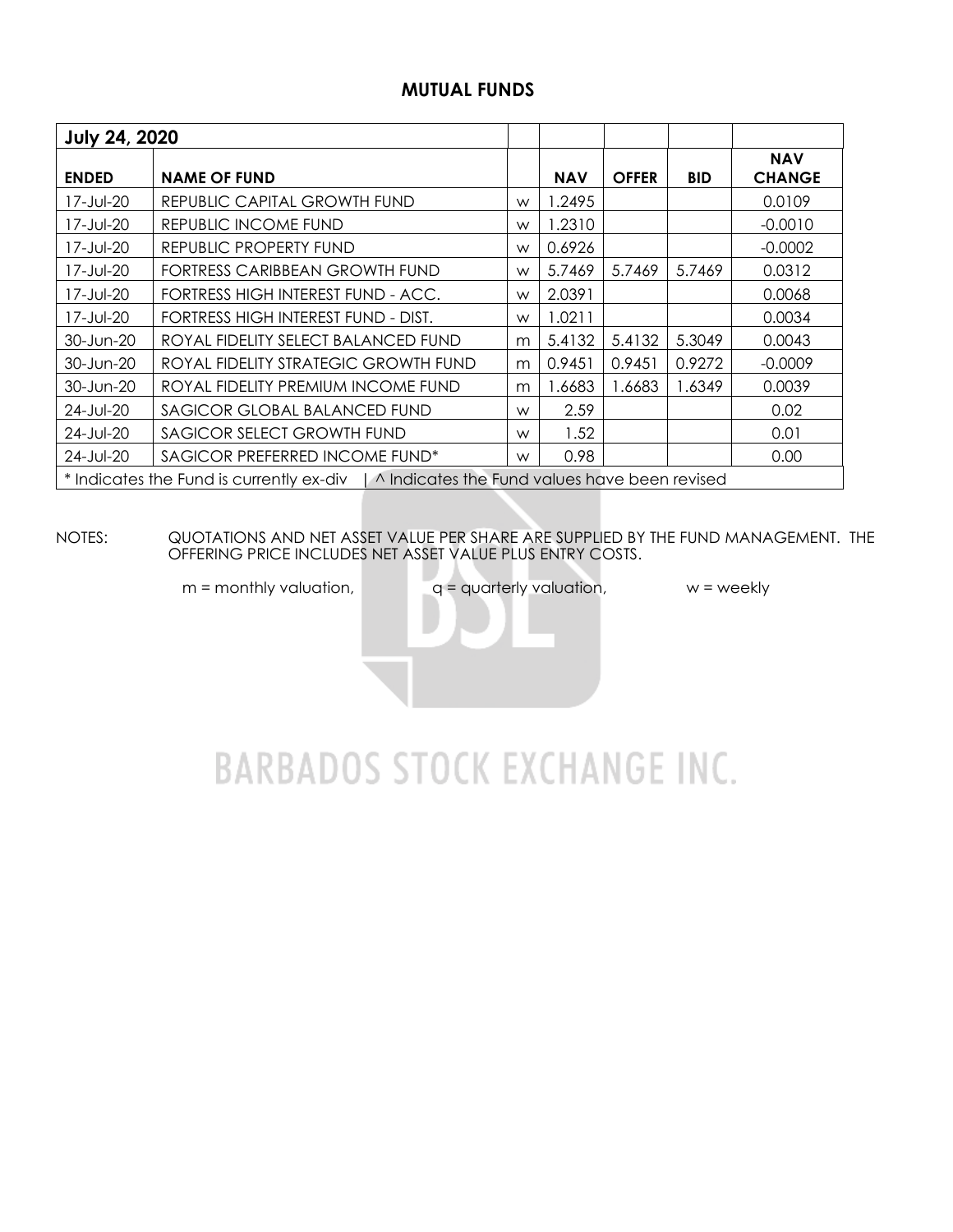## MUTUAL FUNDS

| July 24, 2020 | | | | | | |
|---|---|---|---|---|---|---|
| **ENDED** | **NAME OF FUND** | | **NAV** | **OFFER** | **BID** | **NAV CHANGE** |
| 17-Jul-20 | REPUBLIC CAPITAL GROWTH FUND | w | 1.2495 | | | 0.0109 |
| 17-Jul-20 | REPUBLIC INCOME FUND | w | 1.2310 | | | -0.0010 |
| 17-Jul-20 | REPUBLIC PROPERTY FUND | w | 0.6926 | | | -0.0002 |
| 17-Jul-20 | FORTRESS CARIBBEAN GROWTH FUND | w | 5.7469 | 5.7469 | 5.7469 | 0.0312 |
| 17-Jul-20 | FORTRESS HIGH INTEREST FUND - ACC. | w | 2.0391 | | | 0.0068 |
| 17-Jul-20 | FORTRESS HIGH INTEREST FUND - DIST. | w | 1.0211 | | | 0.0034 |
| 30-Jun-20 | ROYAL FIDELITY SELECT BALANCED FUND | m | 5.4132 | 5.4132 | 5.3049 | 0.0043 |
| 30-Jun-20 | ROYAL FIDELITY STRATEGIC GROWTH FUND | m | 0.9451 | 0.9451 | 0.9272 | -0.0009 |
| 30-Jun-20 | ROYAL FIDELITY PREMIUM INCOME FUND | m | 1.6683 | 1.6683 | 1.6349 | 0.0039 |
| 24-Jul-20 | SAGICOR GLOBAL BALANCED FUND | w | 2.59 | | | 0.02 |
| 24-Jul-20 | SAGICOR SELECT GROWTH FUND | w | 1.52 | | | 0.01 |
| 24-Jul-20 | SAGICOR PREFERRED INCOME FUND* | w | 0.98 | | | 0.00 |

\* Indicates the Fund is currently ex-div | ^ Indicates the Fund values have been revised

NOTES: QUOTATIONS AND NET ASSET VALUE PER SHARE ARE SUPPLIED BY THE FUND MANAGEMENT. THE OFFERING PRICE INCLUDES NET ASSET VALUE PLUS ENTRY COSTS.

m = monthly valuation, q = quarterly valuation, w = weekly

BARBADOS STOCK EXCHANGE INC.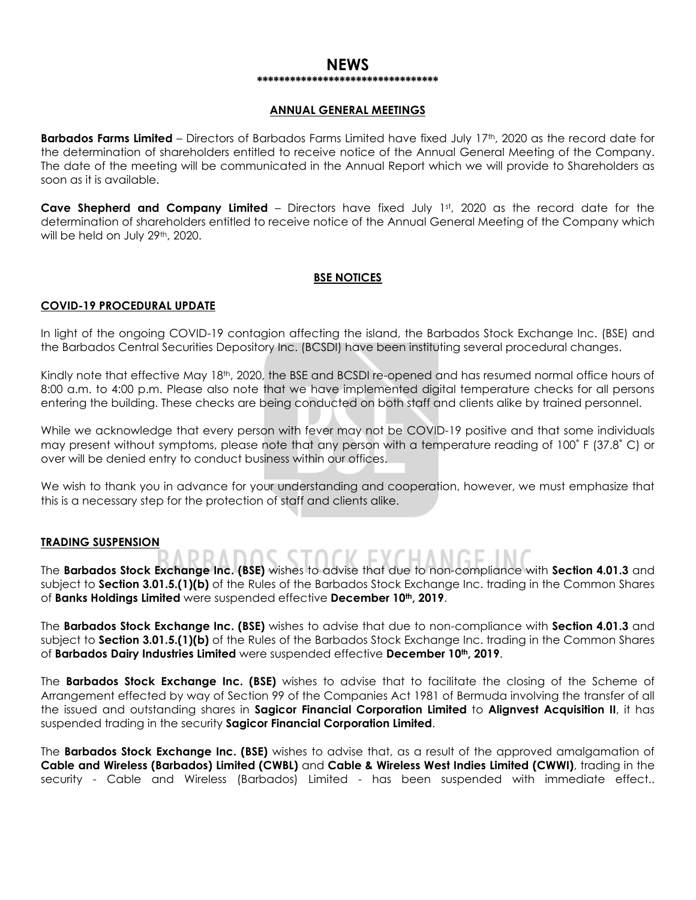# NEWS

**********************************

## ANNUAL GENERAL MEETINGS

**Barbados Farms Limited** – Directors of Barbados Farms Limited have fixed July 17th, 2020 as the record date for the determination of shareholders entitled to receive notice of the Annual General Meeting of the Company. The date of the meeting will be communicated in the Annual Report which we will provide to Shareholders as soon as it is available.

**Cave Shepherd and Company Limited** – Directors have fixed July 1st, 2020 as the record date for the determination of shareholders entitled to receive notice of the Annual General Meeting of the Company which will be held on July 29th, 2020.

## BSE NOTICES

### COVID-19 PROCEDURAL UPDATE

In light of the ongoing COVID-19 contagion affecting the island, the Barbados Stock Exchange Inc. (BSE) and the Barbados Central Securities Depository Inc. (BCSDI) have been instituting several procedural changes.

Kindly note that effective May 18th, 2020, the BSE and BCSDI re-opened and has resumed normal office hours of 8:00 a.m. to 4:00 p.m. Please also note that we have implemented digital temperature checks for all persons entering the building. These checks are being conducted on both staff and clients alike by trained personnel.

While we acknowledge that every person with fever may not be COVID-19 positive and that some individuals may present without symptoms, please note that any person with a temperature reading of 100˚ F (37.8˚ C) or over will be denied entry to conduct business within our offices.

We wish to thank you in advance for your understanding and cooperation, however, we must emphasize that this is a necessary step for the protection of staff and clients alike.

### TRADING SUSPENSION

The **Barbados Stock Exchange Inc. (BSE)** wishes to advise that due to non-compliance with **Section 4.01.3** and subject to **Section 3.01.5.(1)(b)** of the Rules of the Barbados Stock Exchange Inc. trading in the Common Shares of **Banks Holdings Limited** were suspended effective **December 10th, 2019**.

The **Barbados Stock Exchange Inc. (BSE)** wishes to advise that due to non-compliance with **Section 4.01.3** and subject to **Section 3.01.5.(1)(b)** of the Rules of the Barbados Stock Exchange Inc. trading in the Common Shares of **Barbados Dairy Industries Limited** were suspended effective **December 10th, 2019**.

The **Barbados Stock Exchange Inc. (BSE)** wishes to advise that to facilitate the closing of the Scheme of Arrangement effected by way of Section 99 of the Companies Act 1981 of Bermuda involving the transfer of all the issued and outstanding shares in **Sagicor Financial Corporation Limited** to **Alignvest Acquisition II**, it has suspended trading in the security **Sagicor Financial Corporation Limited**.

The **Barbados Stock Exchange Inc. (BSE)** wishes to advise that, as a result of the approved amalgamation of **Cable and Wireless (Barbados) Limited (CWBL)** and **Cable & Wireless West Indies Limited (CWWI)**, trading in the security - Cable and Wireless (Barbados) Limited - has been suspended with immediate effect..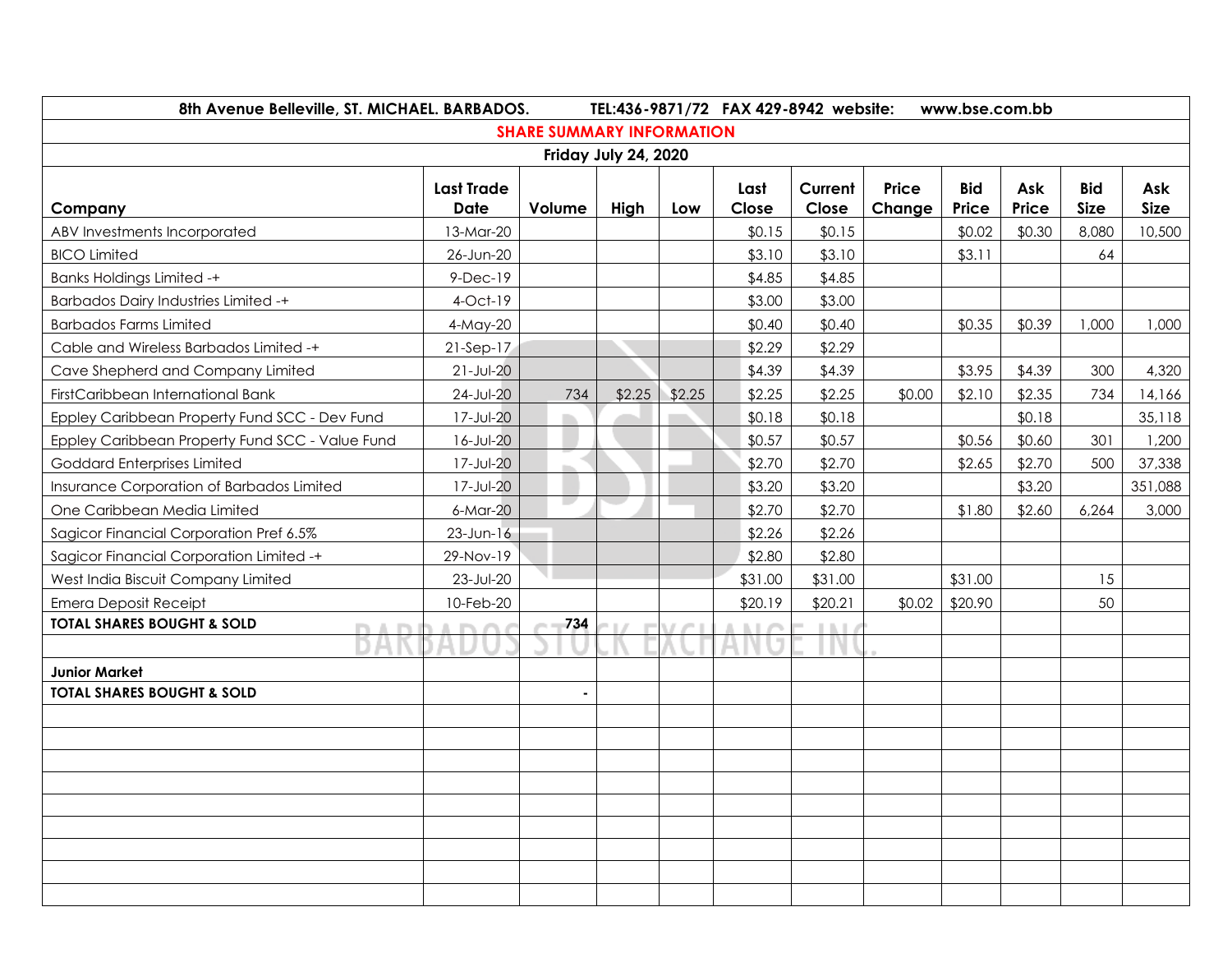8th Avenue Belleville, ST. MICHAEL. BARBADOS. TEL:436-9871/72 FAX 429-8942 website: www.bse.com.bb

## SHARE SUMMARY INFORMATION

### Friday July 24, 2020

| Company | Last Trade Date | Volume | High | Low | Last Close | Current Close | Price Change | Bid Price | Ask Price | Bid Size | Ask Size |
|---|---|---|---|---|---|---|---|---|---|---|---|
| ABV Investments Incorporated | 13-Mar-20 | | | | $0.15 | $0.15 | | $0.02 | $0.30 | 8,080 | 10,500 |
| BICO Limited | 26-Jun-20 | | | | $3.10 | $3.10 | | $3.11 | | 64 | |
| Banks Holdings Limited -+ | 9-Dec-19 | | | | $4.85 | $4.85 | | | | | |
| Barbados Dairy Industries Limited -+ | 4-Oct-19 | | | | $3.00 | $3.00 | | | | | |
| Barbados Farms Limited | 4-May-20 | | | | $0.40 | $0.40 | | $0.35 | $0.39 | 1,000 | 1,000 |
| Cable and Wireless Barbados Limited -+ | 21-Sep-17 | | | | $2.29 | $2.29 | | | | | |
| Cave Shepherd and Company Limited | 21-Jul-20 | | | | $4.39 | $4.39 | | $3.95 | $4.39 | 300 | 4,320 |
| FirstCaribbean International Bank | 24-Jul-20 | 734 | $2.25 | $2.25 | $2.25 | $2.25 | $0.00 | $2.10 | $2.35 | 734 | 14,166 |
| Eppley Caribbean Property Fund SCC - Dev Fund | 17-Jul-20 | | | | $0.18 | $0.18 | | | $0.18 | | 35,118 |
| Eppley Caribbean Property Fund SCC - Value Fund | 16-Jul-20 | | | | $0.57 | $0.57 | | $0.56 | $0.60 | 301 | 1,200 |
| Goddard Enterprises Limited | 17-Jul-20 | | | | $2.70 | $2.70 | | $2.65 | $2.70 | 500 | 37,338 |
| Insurance Corporation of Barbados Limited | 17-Jul-20 | | | | $3.20 | $3.20 | | | $3.20 | | 351,088 |
| One Caribbean Media Limited | 6-Mar-20 | | | | $2.70 | $2.70 | | $1.80 | $2.60 | 6,264 | 3,000 |
| Sagicor Financial Corporation Pref 6.5% | 23-Jun-16 | | | | $2.26 | $2.26 | | | | | |
| Sagicor Financial Corporation Limited -+ | 29-Nov-19 | | | | $2.80 | $2.80 | | | | | |
| West India Biscuit Company Limited | 23-Jul-20 | | | | $31.00 | $31.00 | | $31.00 | | 15 | |
| Emera Deposit Receipt | 10-Feb-20 | | | | $20.19 | $20.21 | $0.02 | $20.90 | | 50 | |
| **TOTAL SHARES BOUGHT & SOLD** | | **734** | | | | | | | | | |
| | | | | | | | | | | | |
| **Junior Market** | | | | | | | | | | | |
| **TOTAL SHARES BOUGHT & SOLD** | | - | | | | | | | | | |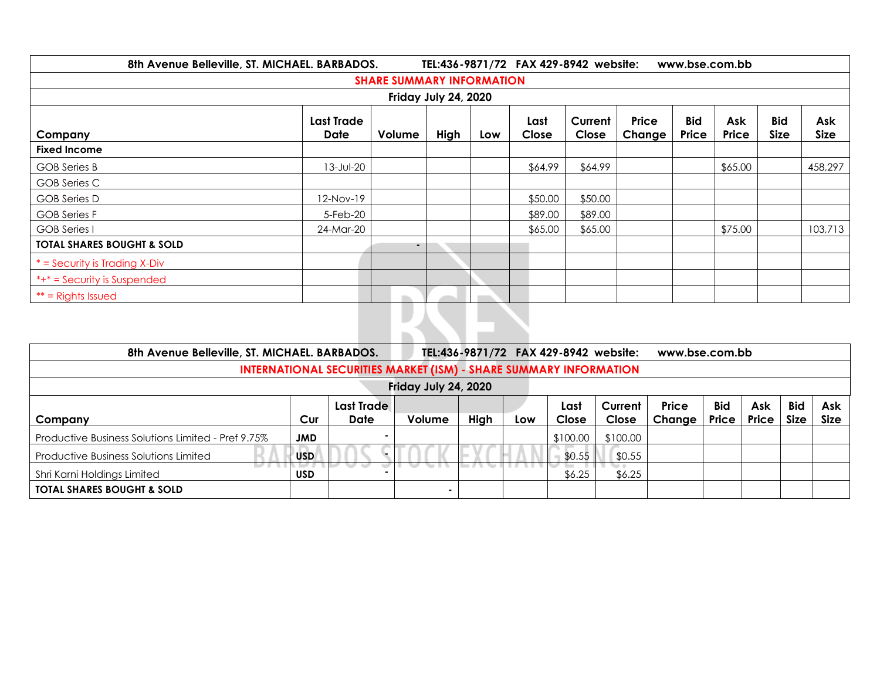8th Avenue Belleville, ST. MICHAEL. BARBADOS. TEL:436-9871/72 FAX 429-8942 website: www.bse.com.bb

## SHARE SUMMARY INFORMATION

**Friday July 24, 2020**

| Company | Last Trade Date | Volume | High | Low | Last Close | Current Close | Price Change | Bid Price | Ask Price | Bid Size | Ask Size |
|---|---|---|---|---|---|---|---|---|---|---|---|
| **Fixed Income** | | | | | | | | | | | |
| GOB Series B | 13-Jul-20 | | | | $64.99 | $64.99 | | | $65.00 | | 458,297 |
| GOB Series C | | | | | | | | | | | |
| GOB Series D | 12-Nov-19 | | | | $50.00 | $50.00 | | | | | |
| GOB Series F | 5-Feb-20 | | | | $89.00 | $89.00 | | | | | |
| GOB Series I | 24-Mar-20 | | | | $65.00 | $65.00 | | | $75.00 | | 103,713 |
| **TOTAL SHARES BOUGHT & SOLD** | | - | | | | | | | | | |
| * = Security is Trading X-Div | | | | | | | | | | | |
| *+* = Security is Suspended | | | | | | | | | | | |
| ** = Rights Issued | | | | | | | | | | | |

8th Avenue Belleville, ST. MICHAEL. BARBADOS. TEL:436-9871/72 FAX 429-8942 website: www.bse.com.bb

## INTERNATIONAL SECURITIES MARKET (ISM) - SHARE SUMMARY INFORMATION

**Friday July 24, 2020**

| Company | Cur | Last Trade Date | Volume | High | Low | Last Close | Current Close | Price Change | Bid Price | Ask Price | Bid Size | Ask Size |
|---|---|---|---|---|---|---|---|---|---|---|---|---|
| Productive Business Solutions Limited - Pref 9.75% | **JMD** | - | | | | $100.00 | $100.00 | | | | | |
| Productive Business Solutions Limited | **USD** | - | | | | $0.55 | $0.55 | | | | | |
| Shri Karni Holdings Limited | **USD** | - | | | | $6.25 | $6.25 | | | | | |
| **TOTAL SHARES BOUGHT & SOLD** | | | - | | | | | | | | | |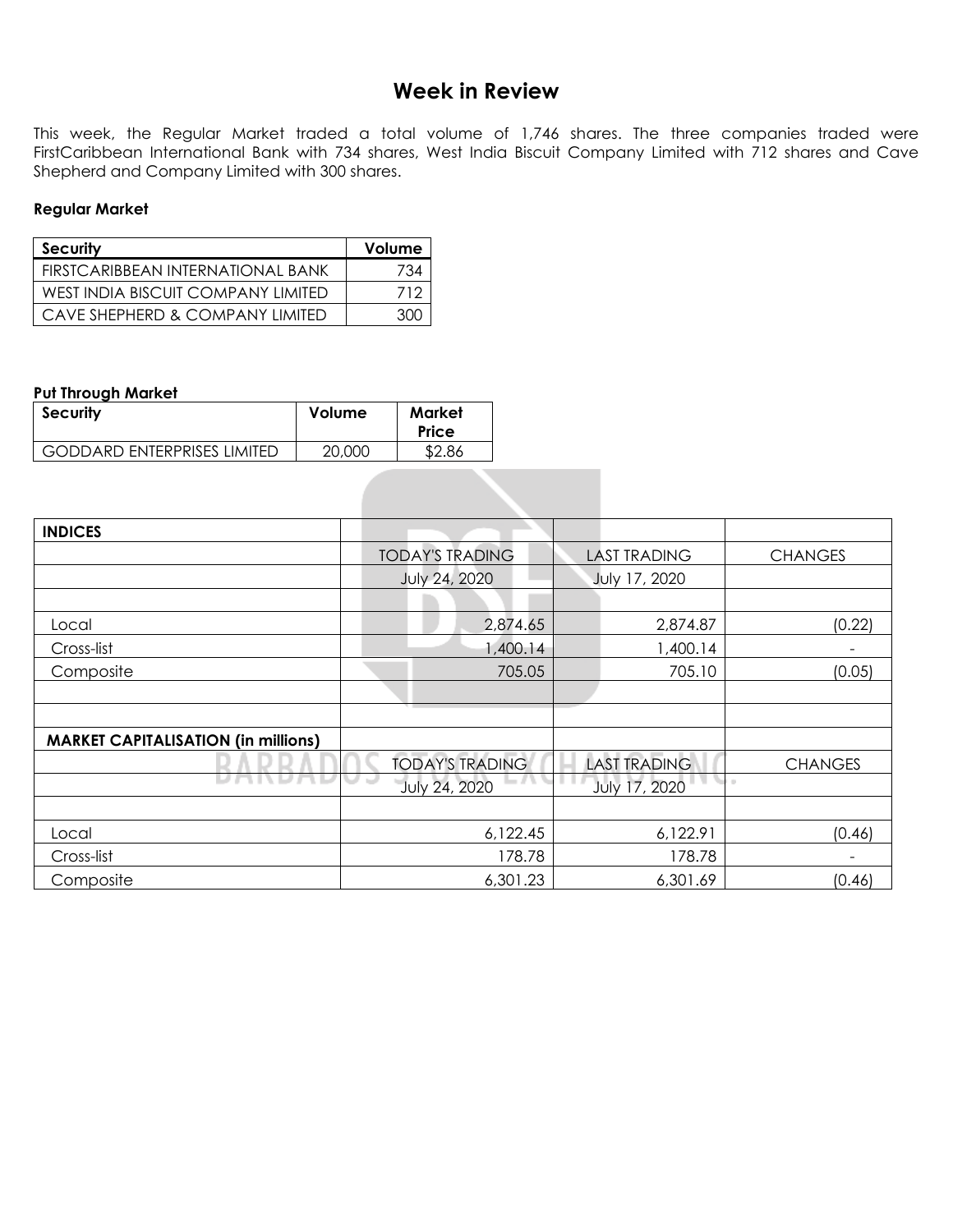# Week in Review

This week, the Regular Market traded a total volume of 1,746 shares. The three companies traded were FirstCaribbean International Bank with 734 shares, West India Biscuit Company Limited with 712 shares and Cave Shepherd and Company Limited with 300 shares.

**Regular Market**

| Security | Volume |
|---|---|
| FIRSTCARIBBEAN INTERNATIONAL BANK | 734 |
| WEST INDIA BISCUIT COMPANY LIMITED | 712 |
| CAVE SHEPHERD & COMPANY LIMITED | 300 |

**Put Through Market**

| Security | Volume | Market Price |
|---|---|---|
| GODDARD ENTERPRISES LIMITED | 20,000 | \$2.86 |

| **INDICES** | | | |
|---|---|---|---|
| | TODAY'S TRADING | LAST TRADING | CHANGES |
| | July 24, 2020 | July 17, 2020 | |
| | | | |
| Local | 2,874.65 | 2,874.87 | (0.22) |
| Cross-list | 1,400.14 | 1,400.14 | - |
| Composite | 705.05 | 705.10 | (0.05) |
| | | | |
| | | | |
| **MARKET CAPITALISATION (in millions)** | | | |
| | TODAY'S TRADING | LAST TRADING | CHANGES |
| | July 24, 2020 | July 17, 2020 | |
| | | | |
| Local | 6,122.45 | 6,122.91 | (0.46) |
| Cross-list | 178.78 | 178.78 | - |
| Composite | 6,301.23 | 6,301.69 | (0.46) |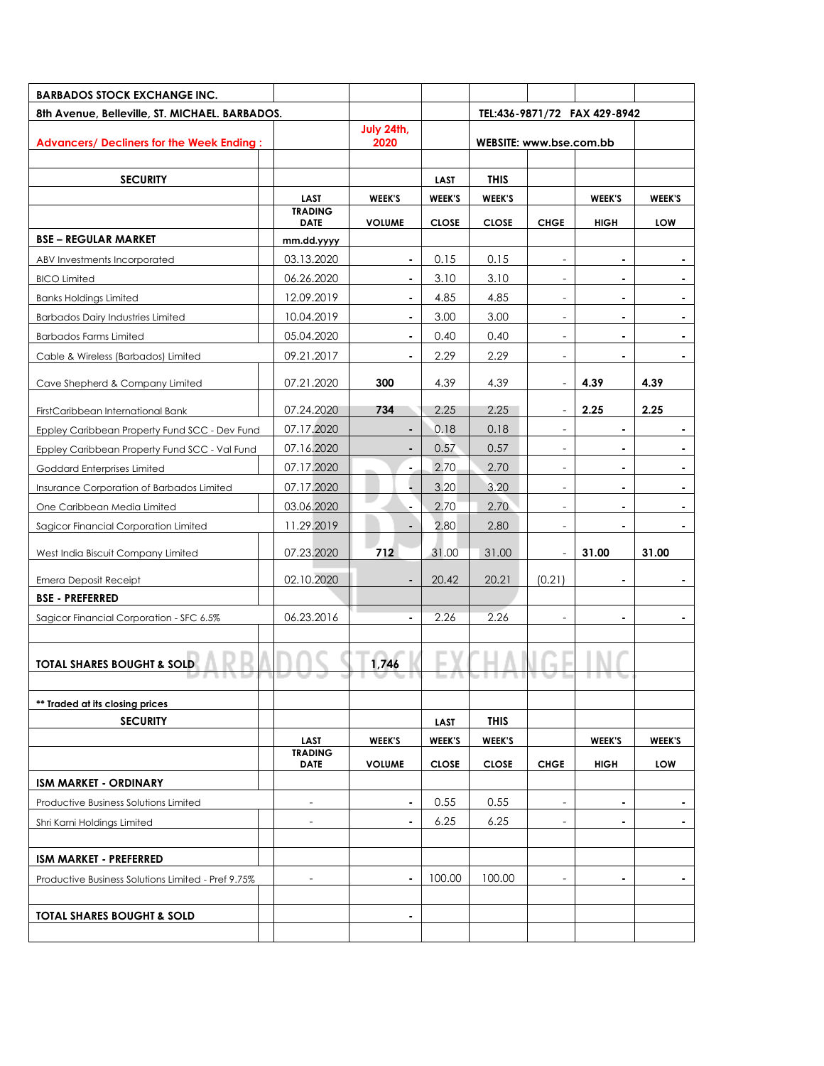| BARBADOS STOCK EXCHANGE INC. | | | | | | | |
|---|---|---|---|---|---|---|---|
| 8th Avenue, Belleville, ST. MICHAEL. BARBADOS. | | | | TEL:436-9871/72 FAX 429-8942 | | | |
| Advancers/ Decliners for the Week Ending : | | July 24th, 2020 | | WEBSITE: www.bse.com.bb | | | |

| SECURITY | LAST TRADING DATE | WEEK'S VOLUME | LAST WEEK'S CLOSE | THIS WEEK'S CLOSE | CHGE | WEEK'S HIGH | WEEK'S LOW |
|---|---|---|---|---|---|---|---|
| **BSE – REGULAR MARKET** | mm.dd.yyyy | | | | | | |
| ABV Investments Incorporated | 03.13.2020 | - | 0.15 | 0.15 | - | - | - |
| BICO Limited | 06.26.2020 | - | 3.10 | 3.10 | - | - | - |
| Banks Holdings Limited | 12.09.2019 | - | 4.85 | 4.85 | - | - | - |
| Barbados Dairy Industries Limited | 10.04.2019 | - | 3.00 | 3.00 | - | - | - |
| Barbados Farms Limited | 05.04.2020 | - | 0.40 | 0.40 | - | - | - |
| Cable & Wireless (Barbados) Limited | 09.21.2017 | - | 2.29 | 2.29 | - | - | - |
| Cave Shepherd & Company Limited | 07.21.2020 | **300** | 4.39 | 4.39 | - | **4.39** | **4.39** |
| FirstCaribbean International Bank | 07.24.2020 | **734** | 2.25 | 2.25 | - | **2.25** | **2.25** |
| Eppley Caribbean Property Fund SCC - Dev Fund | 07.17.2020 | - | 0.18 | 0.18 | - | - | - |
| Eppley Caribbean Property Fund SCC - Val Fund | 07.16.2020 | - | 0.57 | 0.57 | - | - | - |
| Goddard Enterprises Limited | 07.17.2020 | - | 2.70 | 2.70 | - | - | - |
| Insurance Corporation of Barbados Limited | 07.17.2020 | - | 3.20 | 3.20 | - | - | - |
| One Caribbean Media Limited | 03.06.2020 | - | 2.70 | 2.70 | - | - | - |
| Sagicor Financial Corporation Limited | 11.29.2019 | - | 2.80 | 2.80 | - | - | - |
| West India Biscuit Company Limited | 07.23.2020 | **712** | 31.00 | 31.00 | - | **31.00** | **31.00** |
| Emera Deposit Receipt | 02.10.2020 | - | 20.42 | 20.21 | (0.21) | - | - |
| **BSE - PREFERRED** | | | | | | | |
| Sagicor Financial Corporation - SFC 6.5% | 06.23.2016 | - | 2.26 | 2.26 | - | - | - |
| **TOTAL SHARES BOUGHT & SOLD** | | **1,746** | | | | | |

**\*\* Traded at its closing prices**

| SECURITY | LAST TRADING DATE | WEEK'S VOLUME | LAST WEEK'S CLOSE | THIS WEEK'S CLOSE | CHGE | WEEK'S HIGH | WEEK'S LOW |
|---|---|---|---|---|---|---|---|
| **ISM MARKET - ORDINARY** | | | | | | | |
| Productive Business Solutions Limited | - | - | 0.55 | 0.55 | - | - | - |
| Shri Karni Holdings Limited | - | - | 6.25 | 6.25 | - | - | - |
| **ISM MARKET - PREFERRED** | | | | | | | |
| Productive Business Solutions Limited - Pref 9.75% | - | - | 100.00 | 100.00 | - | - | - |
| **TOTAL SHARES BOUGHT & SOLD** | | - | | | | | |